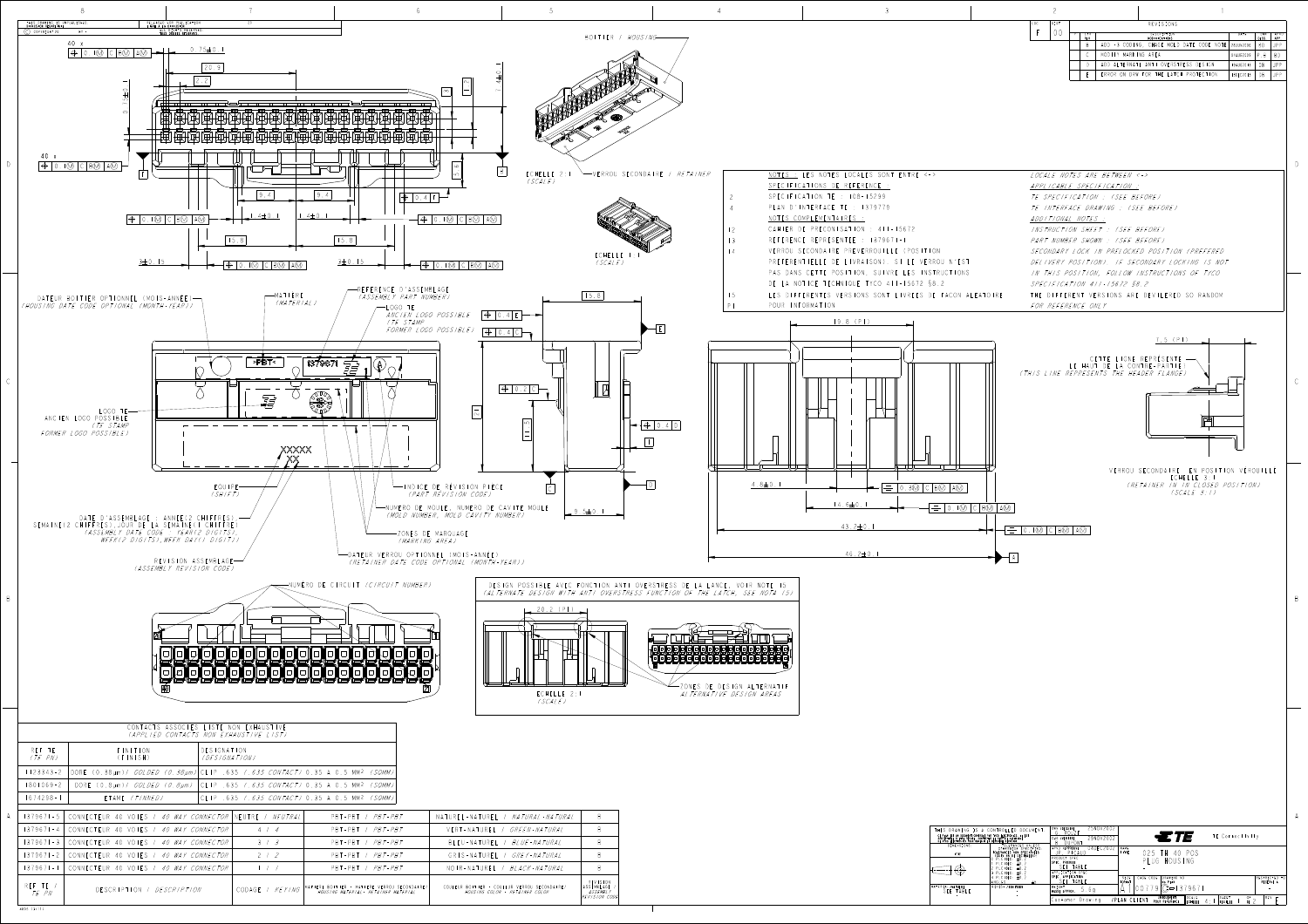## REVISIONS

| LTR | DESCRIPTION | DATE | DWN | APVD |
|---|---|---|---|---|
| B | ADD -5 CODING, CHANGE HOLD DATE CODE NOTE | | | |
| C | MODIFY MARKING AREA | | | |
| D | ADD ALTERNATE ANTI OVERSTRESS DESIGN | | | |
| E | ERROR ON DRW FOR THE LATCH PROTECTION | | | |

BOITIER / HOUSING

ECHELLE 2:1 (SCALE) — VERROU SECONDAIRE / RETAINER

ECHELLE 1:1 (SCALE)

| | NOTES : LES NOTES LOCALES SONT ENTRE <-> | LOCALE NOTES ARE BETWEEN <-> |
|---|---|---|
| | SPECIFICATIONS DE REFERENCE : | APPLICABLE SPECIFICATION : |
| 2 | SPECIFICATION TE : 108-15299 | TE SPECIFICATION : (SEE BEFORE) |
| 4 | PLAN D'INTERFACE TE : 1379779 | TE INTERFACE DRAWING : (SEE BEFORE) |
| | NOTES COMPLEMENTAIRES : | ADDITIONAL NOTES : |
| 12 | CAHIER DE PRECONISATION : 411-15672 | INSTRUCTION SHEET : (SEE BEFORE) |
| 13 | REFERENCE REPRESENTEE : 1379671-1 | PART NUMBER SHOWN : (SEE BEFORE) |
| 14 | VERROU SECONDAIRE PREVERROUILLE (POSITION PREFERENTIELLE DE LIVRAISON). SI LE VERROU N'EST PAS DANS CETTE POSITION, SUIVRE LES INSTRUCTIONS DE LA NOTICE TECHNIQUE TYCO 411-15672 §8.2 | SECONDARY LOCK IN PRELOCKED POSITION (PREFERED DELIVERY POSITION). IF SECONDARY LOCKING IS NOT IN THIS POSITION, FOLLOW INSTRUCTIONS OF TYCO SPECIFICATION 411-15672 §8.2 |
| 15 | LES DIFFERENTES VERSIONS SONT LIVREES DE FACON ALEATOIRE | THE DIFFERENT VERSIONS ARE DELIVERED SO RANDOM |
| P.I | POUR INFORMATION | FOR REFERENCE ONLY |

DATEUR BOITIER OPTIONNEL (MOIS-ANNEE) (HOUSING DATE CODE OPTIONAL (MONTH-YEAR))

MATIERE (MATERIAL)

REFERENCE D'ASSEMBLAGE (ASSEMBLY PART NUMBER)

LOGO TE ANCIEN LOGO POSSIBLE (TE STAMP FORMER LOGO POSSIBLE)

EQUIPE (SHIFT)

INDICE DE REVISION PIECE (PART REVISION CODE)

DATE D'ASSEMBLAGE : ANNEE(2 CHIFFRES), SEMAINE(2 CHIFFRES), JOUR DE LA SEMAINE(1 CHIFFRE) (ASSEMBLY DATE CODE : YEAR(2 DIGITS), WEEK(2 DIGITS), WEEK DAY(1 DIGIT))

NUMERO DE MOULE, NUMERO DE CAVITE MOULE (MOLD NUMBER, MOLD CAVITY NUMBER)

ZONES DE MARQUAGE (MARKING AREA)

REVISION ASSEMBLAGE (ASSEMBLY REVISION CODE)

DATEUR VERROU OPTIONNEL (MOIS-ANNEE) (RETAINER DATE CODE OPTIONAL (MONTH-YEAR))

CETTE LIGNE REPRESENTE LE HAUT DE LA CONTRE-PARTIE (THIS LINE REPRESENTS THE HEADER FLANGE)

VERROU SECONDAIRE EN POSITION VERROUILLE ECHELLE 3:1 (RETAINER IN IN CLOSED POSITION) (SCALE 3:1)

NUMERO DE CIRCUIT (CIRCUIT NUMBER)

DESIGN POSSIBLE AVEC FONCTION ANTI OVERSTRESS DE LA LANCE, VOIR NOTE 15 (ALTERNATE DESIGN WITH ANTI OVERSTRESS FUNCTION OF THE LATCH, SEE NOTE 15)

ECHELLE 2:1 (SCALE)

ZONES DE DESIGN ALTERNATIF ALTERNATIVE DESIGN AREAS

| CONTACTS ASSOCIES LISTE NON EXHAUSTIVE (APPLIED CONTACTS NON EXHAUSTIVE LIST) | | |
|---|---|---|
| REF TE (TE PN) | FINITION (FINISH) | DESIGNATION (DESIGNATION) |
| 1123343-2 | DORE (0.38µm) / GOLDED (0.38µm) | CLIP .635 / .635 CONTACT) 0.35 A 0.5 MM² (SOMM) |
| 1801069-2 | DORE (0.8µm) / GOLDED (0.8µm) | CLIP .635 / .635 CONTACT) 0.35 A 0.5 MM² (SOMM) |
| 1674298-1 | ETAME (TINNED) | CLIP .635 / .635 CONTACT) 0.35 A 0.5 MM² (SOMM) |

| REF TE / TE PN | DESCRIPTION / DESCRIPTION | CODAGE / KEYING | MATIERE BOITIER - MATIERE VERROU SECONDAIRE / HOUSING MATERIAL - RETAINER MATERIAL | COULEUR BOITIER - COULEUR VERROU SECONDAIRE / HOUSING COLOR - RETAINER COLOR | REVISION ASSEMBLAGE / ASSEMBLY REVISION CODE |
|---|---|---|---|---|---|
| 1379671-5 | CONNECTEUR 40 VOIES / 40 WAY CONNECTOR | NEUTRE / NEUTRAL | PBT-PBT / PBT-PBT | NATUREL-NATUREL / NATURAL-NATURAL | B |
| 1379671-4 | CONNECTEUR 40 VOIES / 40 WAY CONNECTOR | 4 / 4 | PBT-PBT / PBT-PBT | VERT-NATUREL / GREEN-NATURAL | B |
| 1379671-3 | CONNECTEUR 40 VOIES / 40 WAY CONNECTOR | 3 / 3 | PBT-PBT / PBT-PBT | BLEU-NATUREL / BLUE-NATURAL | B |
| 1379671-2 | CONNECTEUR 40 VOIES / 40 WAY CONNECTOR | 2 / 2 | PBT-PBT / PBT-PBT | GRIS-NATUREL / GREY-NATURAL | B |
| 1379671-1 | CONNECTEUR 40 VOIES / 40 WAY CONNECTOR | 1 / 1 | PBT-PBT / PBT-PBT | NOIR-NATUREL / BLACK-NATURAL | B |

TE Connectivity

NAME: 025 TH 40 POS PLUG HOUSING

DWG NO: C-1379671

SCALE: 5:1

Customer Drawing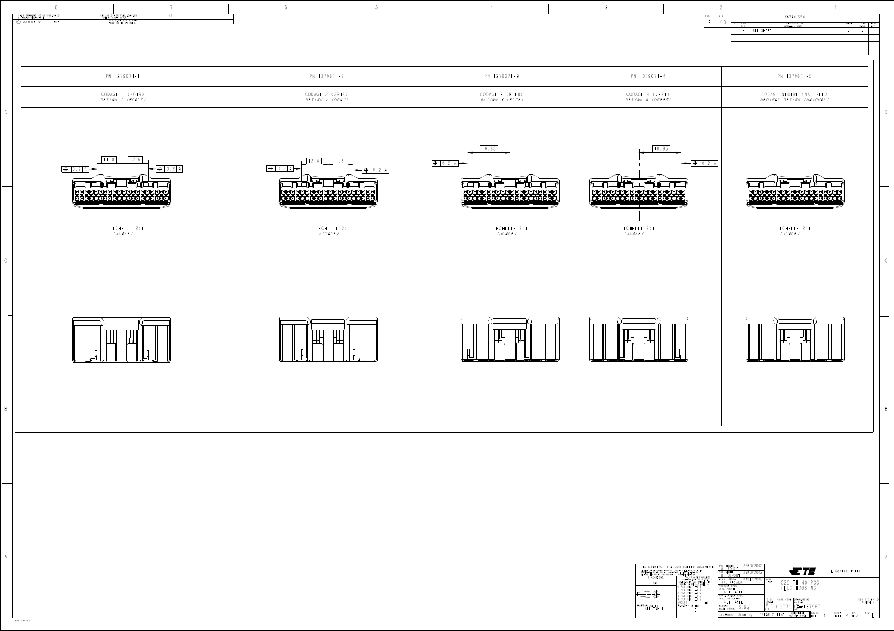| PN 1379671-1 | PN 1379671-2 | PN 1379671-3 | PN 1379671-4 | PN 1379671-5 |
|---|---|---|---|---|
| CODAGE 1 (NOIR) *KEYING 1 (BLACK)* | CODAGE 2 (GRIS) *KEYING 2 (GRAY)* | CODAGE 3 (BLEU) *KEYING 3 (BLUE)* | CODAGE 4 (VERT) *KEYING 4 (GREEN)* | CODAGE NEUTRE (NATUREL) *NEUTRAL KEYING (NATURAL)* |
| 11.8 / 12.6 / 0.2 A | 12.6 / 11.8 / 0.2 A | 19.85 / 0.2 A | 19.85 / 0.2 A | |
| ECHELLE 2:1 *(SCALE)* | ECHELLE 2:1 *(SCALE)* | ECHELLE 2:1 *(SCALE)* | ECHELLE 2:1 *(SCALE)* | ECHELLE 2:1 *(SCALE)* |

REVISIONS: SEE SHEET 1

THIS DRAWING IS A CONTROLLED DOCUMENT.

TE Connectivity

025 TH 40 POS PLUG HOUSING

DWN: 29NOV2022

CHK: 29NOV2022

APVD: 29NOV2022

MATERIAL: SEE TABLE

FINISH: SEE TABLE

WEIGHT: 5.59

SIZE: A4 CAGE CODE: 00779 DRAWING NO: C-1379671

Customer Drawing PLAN CLIENT SCALE 4:1 SHEET 2 OF 3 REV E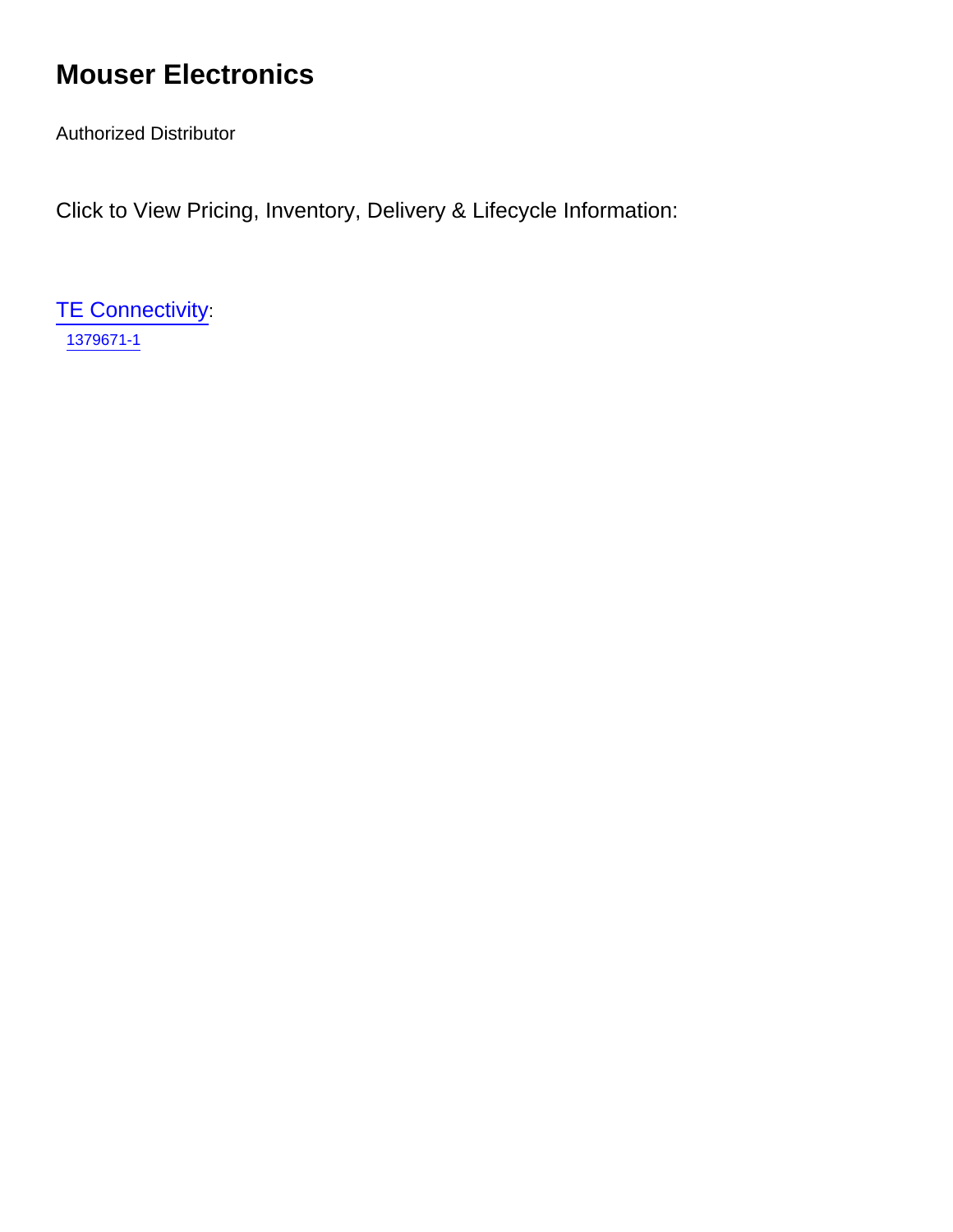# Mouser Electronics

Authorized Distributor

Click to View Pricing, Inventory, Delivery & Lifecycle Information:

TE Connectivity:

1379671-1